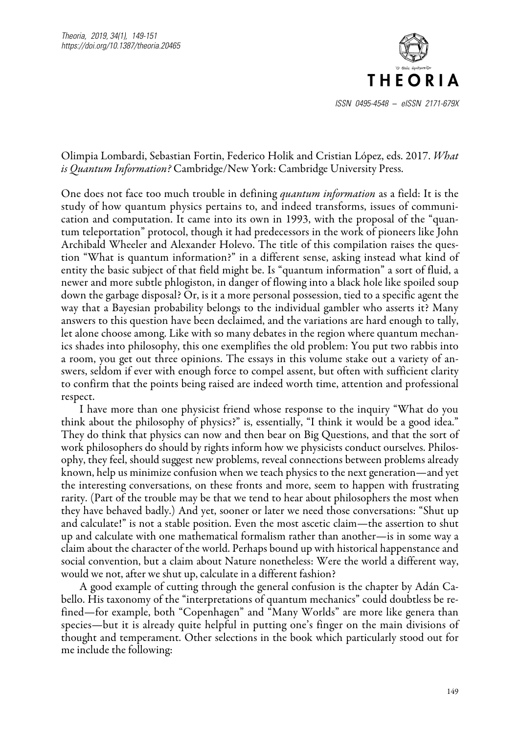Olimpia Lombardi, Sebastian Fortin, Federico Holik and Cristian López, eds. 2017. *What is Quantum Information?* Cambridge/New York: Cambridge University Press.

One does not face too much trouble in defining *quantum information* as a field: It is the study of how quantum physics pertains to, and indeed transforms, issues of communication and computation. It came into its own in 1993, with the proposal of the "quantum teleportation" protocol, though it had predecessors in the work of pioneers like John Archibald Wheeler and Alexander Holevo. The title of this compilation raises the question "What is quantum information?" in a different sense, asking instead what kind of entity the basic subject of that field might be. Is "quantum information" a sort of fluid, a newer and more subtle phlogiston, in danger of flowing into a black hole like spoiled soup down the garbage disposal? Or, is it a more personal possession, tied to a specific agent the way that a Bayesian probability belongs to the individual gambler who asserts it? Many answers to this question have been declaimed, and the variations are hard enough to tally, let alone choose among. Like with so many debates in the region where quantum mechanics shades into philosophy, this one exemplifies the old problem: You put two rabbis into a room, you get out three opinions. The essays in this volume stake out a variety of answers, seldom if ever with enough force to compel assent, but often with sufficient clarity to confirm that the points being raised are indeed worth time, attention and professional respect.

I have more than one physicist friend whose response to the inquiry "What do you think about the philosophy of physics?" is, essentially, "I think it would be a good idea." They do think that physics can now and then bear on Big Questions, and that the sort of work philosophers do should by rights inform how we physicists conduct ourselves. Philosophy, they feel, should suggest new problems, reveal connections between problems already known, help us minimize confusion when we teach physics to the next generation—and yet the interesting conversations, on these fronts and more, seem to happen with frustrating rarity. (Part of the trouble may be that we tend to hear about philosophers the most when they have behaved badly.) And yet, sooner or later we need those conversations: "Shut up and calculate!" is not a stable position. Even the most ascetic claim—the assertion to shut up and calculate with one mathematical formalism rather than another—is in some way a claim about the character of the world. Perhaps bound up with historical happenstance and social convention, but a claim about Nature nonetheless: Were the world a different way, would we not, after we shut up, calculate in a different fashion?

A good example of cutting through the general confusion is the chapter by Adán Cabello. His taxonomy of the "interpretations of quantum mechanics" could doubtless be refined—for example, both "Copenhagen" and "Many Worlds" are more like genera than species—but it is already quite helpful in putting one's finger on the main divisions of thought and temperament. Other selections in the book which particularly stood out for me include the following: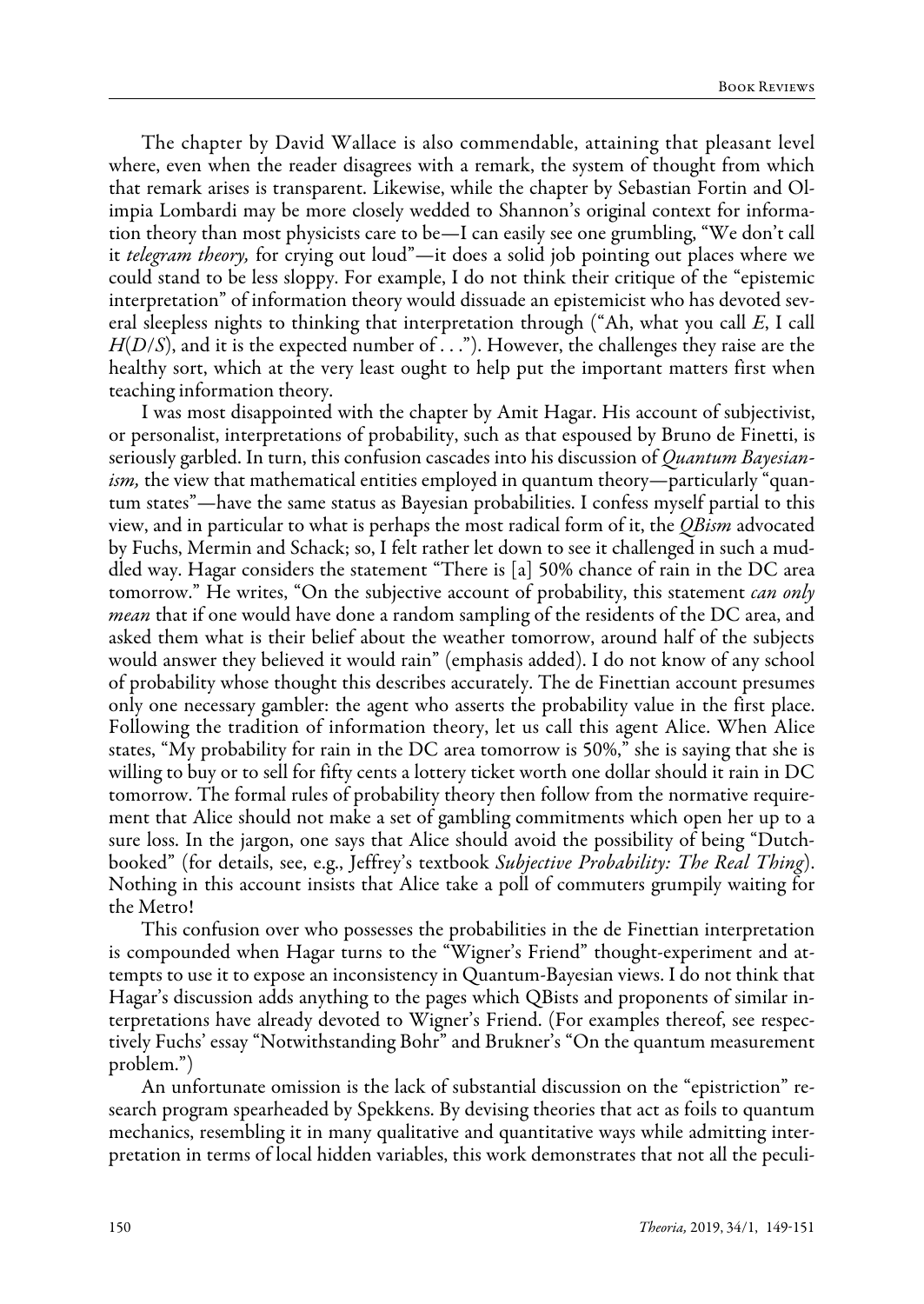The chapter by David Wallace is also commendable, attaining that pleasant level where, even when the reader disagrees with a remark, the system of thought from which that remark arises is transparent. Likewise, while the chapter by Sebastian Fortin and Olimpia Lombardi may be more closely wedded to Shannon's original context for information theory than most physicists care to be—I can easily see one grumbling, "We don't call it *telegram theory,* for crying out loud"—it does a solid job pointing out places where we could stand to be less sloppy. For example, I do not think their critique of the "epistemic interpretation" of information theory would dissuade an epistemicist who has devoted several sleepless nights to thinking that interpretation through ("Ah, what you call $E$, I call $H(D/S)$, and it is the expected number of . . ."). However, the challenges they raise are the healthy sort, which at the very least ought to help put the important matters first when teaching information theory.

I was most disappointed with the chapter by Amit Hagar. His account of subjectivist, or personalist, interpretations of probability, such as that espoused by Bruno de Finetti, is seriously garbled. In turn, this confusion cascades into his discussion of *Quantum Bayesianism,* the view that mathematical entities employed in quantum theory—particularly "quantum states"—have the same status as Bayesian probabilities. I confess myself partial to this view, and in particular to what is perhaps the most radical form of it, the *QBism* advocated by Fuchs, Mermin and Schack; so, I felt rather let down to see it challenged in such a muddled way. Hagar considers the statement "There is [a] 50% chance of rain in the DC area tomorrow." He writes, "On the subjective account of probability, this statement *can only mean* that if one would have done a random sampling of the residents of the DC area, and asked them what is their belief about the weather tomorrow, around half of the subjects would answer they believed it would rain" (emphasis added). I do not know of any school of probability whose thought this describes accurately. The de Finettian account presumes only one necessary gambler: the agent who asserts the probability value in the first place. Following the tradition of information theory, let us call this agent Alice. When Alice states, "My probability for rain in the DC area tomorrow is 50%," she is saying that she is willing to buy or to sell for fifty cents a lottery ticket worth one dollar should it rain in DC tomorrow. The formal rules of probability theory then follow from the normative requirement that Alice should not make a set of gambling commitments which open her up to a sure loss. In the jargon, one says that Alice should avoid the possibility of being "Dutch-booked" (for details, see, e.g., Jeffrey's textbook *Subjective Probability: The Real Thing*). Nothing in this account insists that Alice take a poll of commuters grumpily waiting for the Metro!

This confusion over who possesses the probabilities in the de Finettian interpretation is compounded when Hagar turns to the "Wigner's Friend" thought-experiment and attempts to use it to expose an inconsistency in Quantum-Bayesian views. I do not think that Hagar's discussion adds anything to the pages which QBists and proponents of similar interpretations have already devoted to Wigner's Friend. (For examples thereof, see respectively Fuchs' essay "Notwithstanding Bohr" and Brukner's "On the quantum measurement problem.")

An unfortunate omission is the lack of substantial discussion on the "epistriction" research program spearheaded by Spekkens. By devising theories that act as foils to quantum mechanics, resembling it in many qualitative and quantitative ways while admitting interpretation in terms of local hidden variables, this work demonstrates that not all the peculi-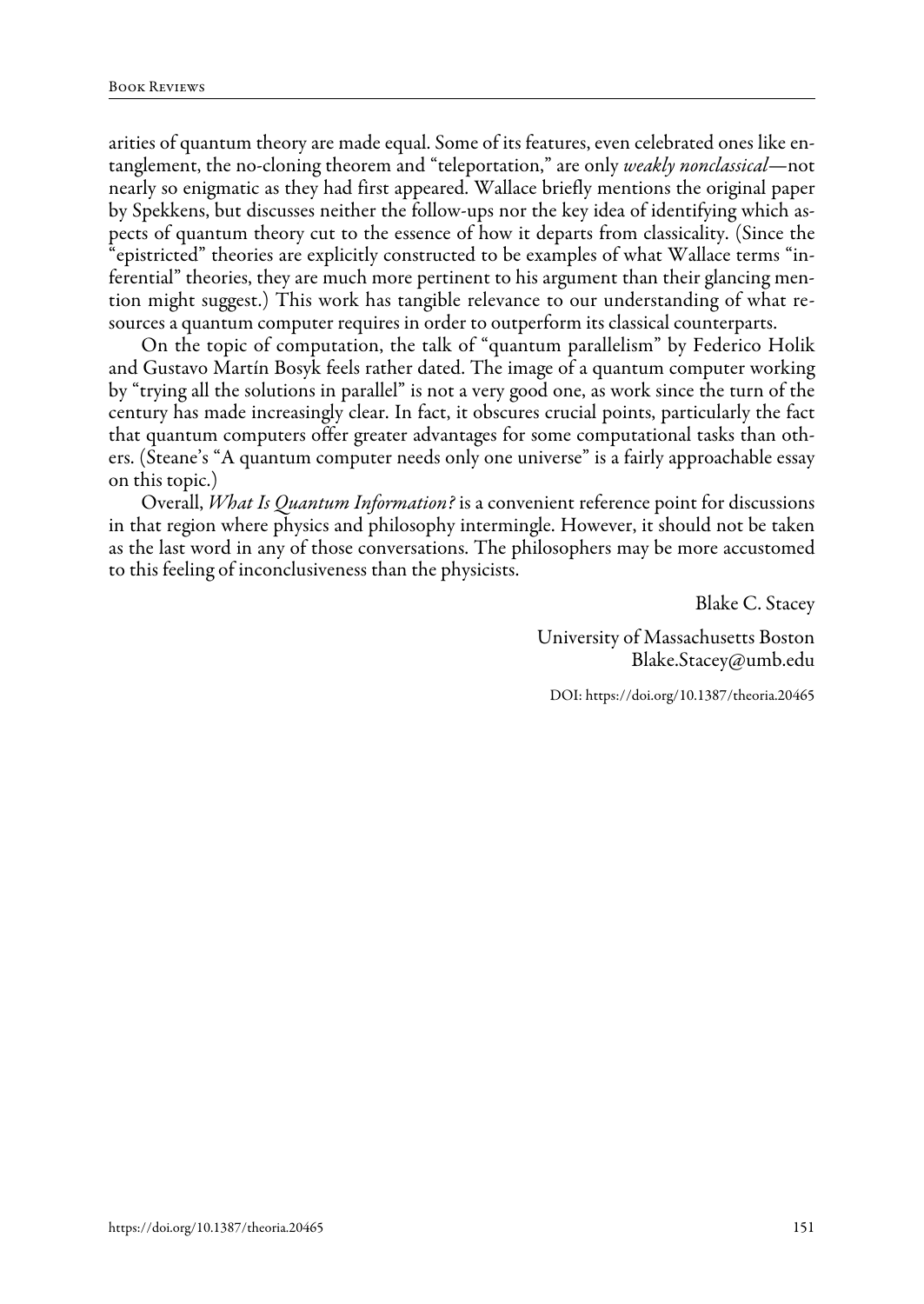arities of quantum theory are made equal. Some of its features, even celebrated ones like entanglement, the no-cloning theorem and "teleportation," are only *weakly nonclassical*—not nearly so enigmatic as they had first appeared. Wallace briefly mentions the original paper by Spekkens, but discusses neither the follow-ups nor the key idea of identifying which aspects of quantum theory cut to the essence of how it departs from classicality. (Since the "epistricted" theories are explicitly constructed to be examples of what Wallace terms "inferential" theories, they are much more pertinent to his argument than their glancing mention might suggest.) This work has tangible relevance to our understanding of what resources a quantum computer requires in order to outperform its classical counterparts.

On the topic of computation, the talk of "quantum parallelism" by Federico Holik and Gustavo Martín Bosyk feels rather dated. The image of a quantum computer working by "trying all the solutions in parallel" is not a very good one, as work since the turn of the century has made increasingly clear. In fact, it obscures crucial points, particularly the fact that quantum computers offer greater advantages for some computational tasks than others. (Steane's "A quantum computer needs only one universe" is a fairly approachable essay on this topic.)

Overall, *What Is Quantum Information?* is a convenient reference point for discussions in that region where physics and philosophy intermingle. However, it should not be taken as the last word in any of those conversations. The philosophers may be more accustomed to this feeling of inconclusiveness than the physicists.

Blake C. Stacey

University of Massachusetts Boston
Blake.Stacey@umb.edu

DOI: https://doi.org/10.1387/theoria.20465